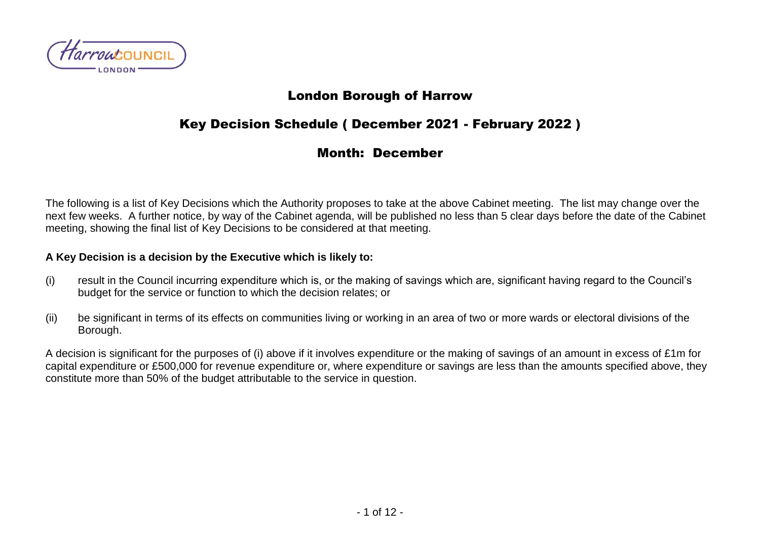# London Borough of Harrow

## Key Decision Schedule ( December 2021 - February 2022 )

## Month: December

The following is a list of Key Decisions which the Authority proposes to take at the above Cabinet meeting. The list may change over the next few weeks. A further notice, by way of the Cabinet agenda, will be published no less than 5 clear days before the date of the Cabinet meeting, showing the final list of Key Decisions to be considered at that meeting.

**A Key Decision is a decision by the Executive which is likely to:**

(i) result in the Council incurring expenditure which is, or the making of savings which are, significant having regard to the Council's budget for the service or function to which the decision relates; or

(ii) be significant in terms of its effects on communities living or working in an area of two or more wards or electoral divisions of the Borough.

A decision is significant for the purposes of (i) above if it involves expenditure or the making of savings of an amount in excess of £1m for capital expenditure or £500,000 for revenue expenditure or, where expenditure or savings are less than the amounts specified above, they constitute more than 50% of the budget attributable to the service in question.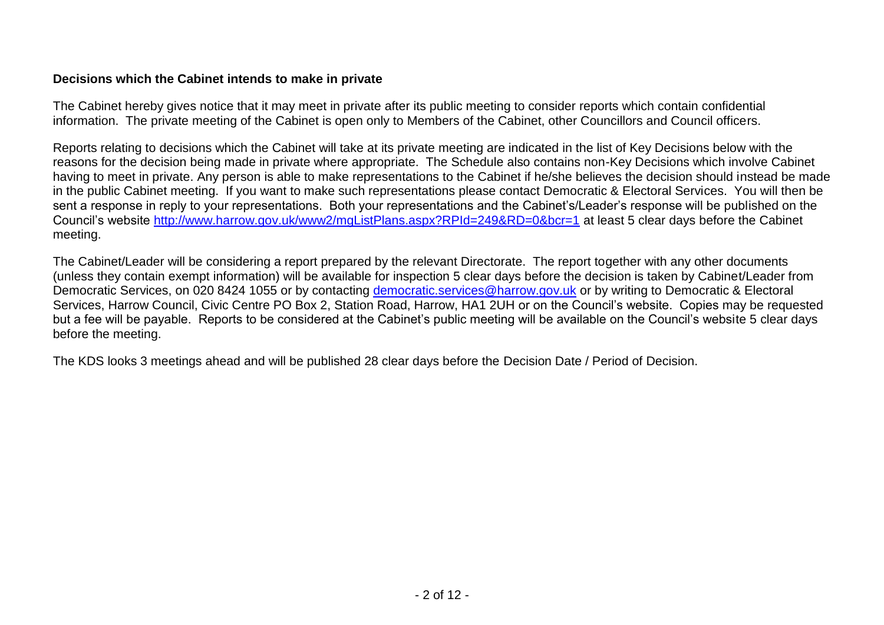**Decisions which the Cabinet intends to make in private**

The Cabinet hereby gives notice that it may meet in private after its public meeting to consider reports which contain confidential information. The private meeting of the Cabinet is open only to Members of the Cabinet, other Councillors and Council officers.

Reports relating to decisions which the Cabinet will take at its private meeting are indicated in the list of Key Decisions below with the reasons for the decision being made in private where appropriate. The Schedule also contains non-Key Decisions which involve Cabinet having to meet in private. Any person is able to make representations to the Cabinet if he/she believes the decision should instead be made in the public Cabinet meeting. If you want to make such representations please contact Democratic & Electoral Services. You will then be sent a response in reply to your representations. Both your representations and the Cabinet's/Leader's response will be published on the Council's website http://www.harrow.gov.uk/www2/mgListPlans.aspx?RPId=249&RD=0&bcr=1 at least 5 clear days before the Cabinet meeting.

The Cabinet/Leader will be considering a report prepared by the relevant Directorate. The report together with any other documents (unless they contain exempt information) will be available for inspection 5 clear days before the decision is taken by Cabinet/Leader from Democratic Services, on 020 8424 1055 or by contacting democratic.services@harrow.gov.uk or by writing to Democratic & Electoral Services, Harrow Council, Civic Centre PO Box 2, Station Road, Harrow, HA1 2UH or on the Council's website. Copies may be requested but a fee will be payable. Reports to be considered at the Cabinet's public meeting will be available on the Council's website 5 clear days before the meeting.

The KDS looks 3 meetings ahead and will be published 28 clear days before the Decision Date / Period of Decision.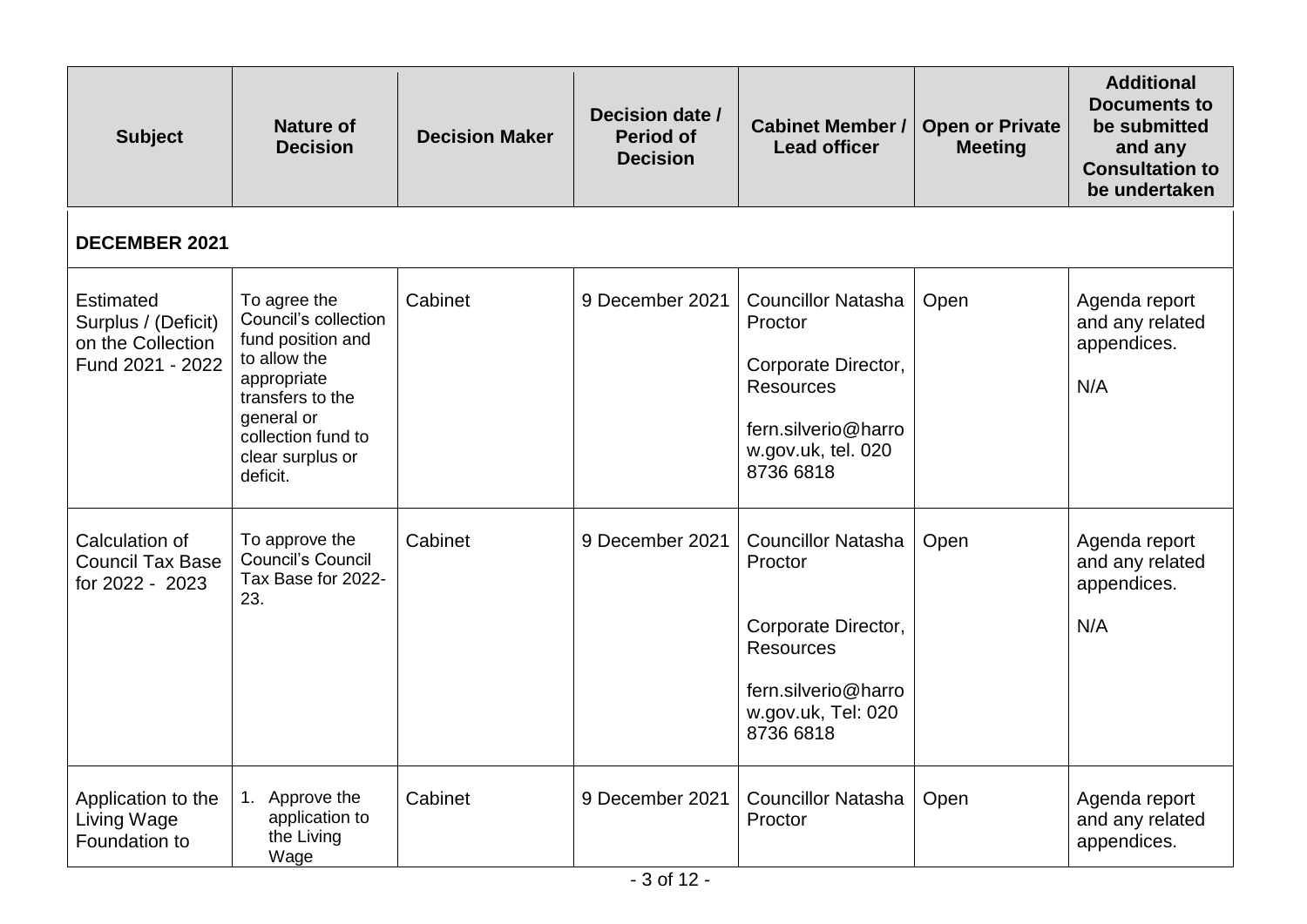| Subject | Nature of Decision | Decision Maker | Decision date / Period of Decision | Cabinet Member / Lead officer | Open or Private Meeting | Additional Documents to be submitted and any Consultation to be undertaken |
|---|---|---|---|---|---|---|
| **DECEMBER 2021** | | | | | | |
| Estimated Surplus / (Deficit) on the Collection Fund 2021 - 2022 | To agree the Council's collection fund position and to allow the appropriate transfers to the general or collection fund to clear surplus or deficit. | Cabinet | 9 December 2021 | Councillor Natasha Proctor<br><br>Corporate Director, Resources<br><br>fern.silverio@harrow.gov.uk, tel. 020 8736 6818 | Open | Agenda report and any related appendices.<br><br>N/A |
| Calculation of Council Tax Base for 2022 - 2023 | To approve the Council's Council Tax Base for 2022-23. | Cabinet | 9 December 2021 | Councillor Natasha Proctor<br><br>Corporate Director, Resources<br><br>fern.silverio@harrow.gov.uk, Tel: 020 8736 6818 | Open | Agenda report and any related appendices.<br><br>N/A |
| Application to the Living Wage Foundation to | 1. Approve the application to the Living Wage | Cabinet | 9 December 2021 | Councillor Natasha Proctor | Open | Agenda report and any related appendices. |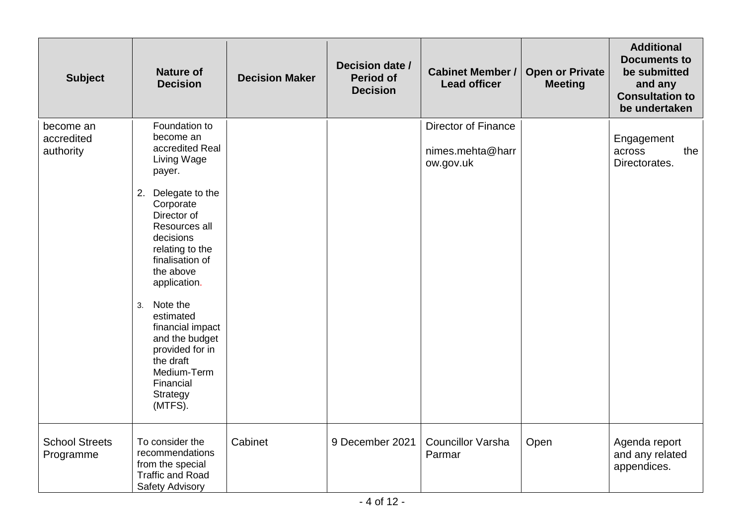| Subject | Nature of Decision | Decision Maker | Decision date / Period of Decision | Cabinet Member / Lead officer | Open or Private Meeting | Additional Documents to be submitted and any Consultation to be undertaken |
|---|---|---|---|---|---|---|
| become an accredited authority | Foundation to become an accredited Real Living Wage payer.<br><br>2. Delegate to the Corporate Director of Resources all decisions relating to the finalisation of the above application.<br><br>3. Note the estimated financial impact and the budget provided for in the draft Medium-Term Financial Strategy (MTFS). | | | Director of Finance<br><br>nimes.mehta@harrow.gov.uk | | Engagement across the Directorates. |
| School Streets Programme | To consider the recommendations from the special Traffic and Road Safety Advisory | Cabinet | 9 December 2021 | Councillor Varsha Parmar | Open | Agenda report and any related appendices. |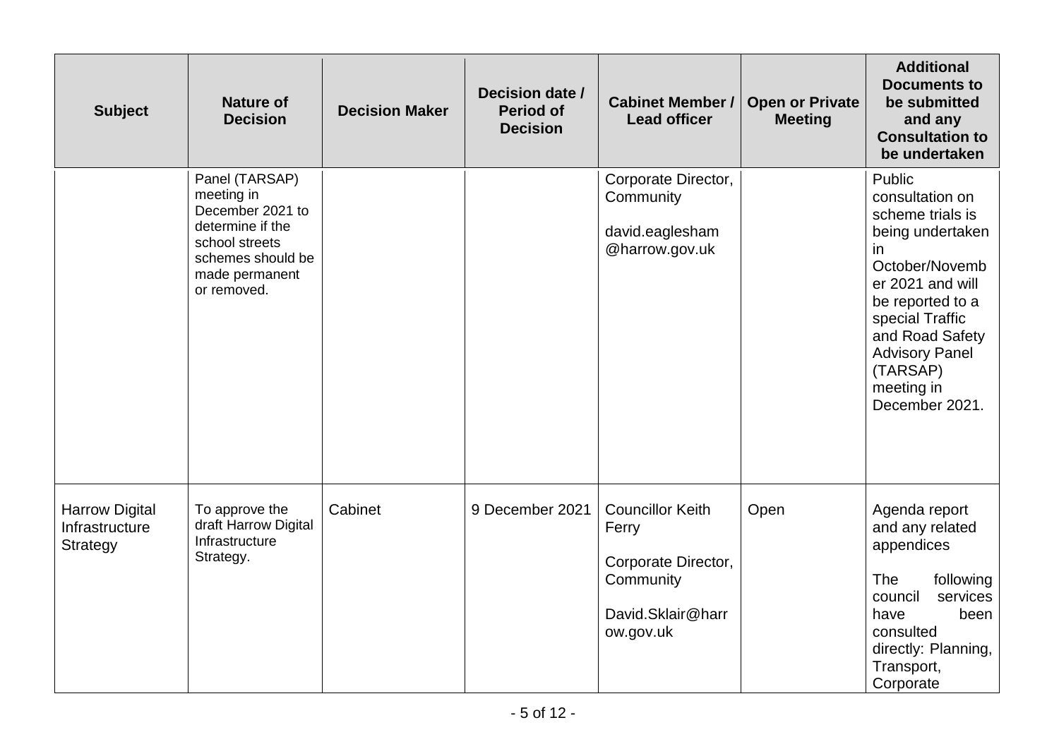| Subject | Nature of Decision | Decision Maker | Decision date / Period of Decision | Cabinet Member / Lead officer | Open or Private Meeting | Additional Documents to be submitted and any Consultation to be undertaken |
|---|---|---|---|---|---|---|
| | Panel (TARSAP) meeting in December 2021 to determine if the school streets schemes should be made permanent or removed. | | | Corporate Director, Community<br><br>david.eaglesham@harrow.gov.uk | | Public consultation on scheme trials is being undertaken in October/November 2021 and will be reported to a special Traffic and Road Safety Advisory Panel (TARSAP) meeting in December 2021. |
| Harrow Digital Infrastructure Strategy | To approve the draft Harrow Digital Infrastructure Strategy. | Cabinet | 9 December 2021 | Councillor Keith Ferry<br><br>Corporate Director, Community<br><br>David.Sklair@harrow.gov.uk | Open | Agenda report and any related appendices<br><br>The following council services have been consulted directly: Planning, Transport, Corporate |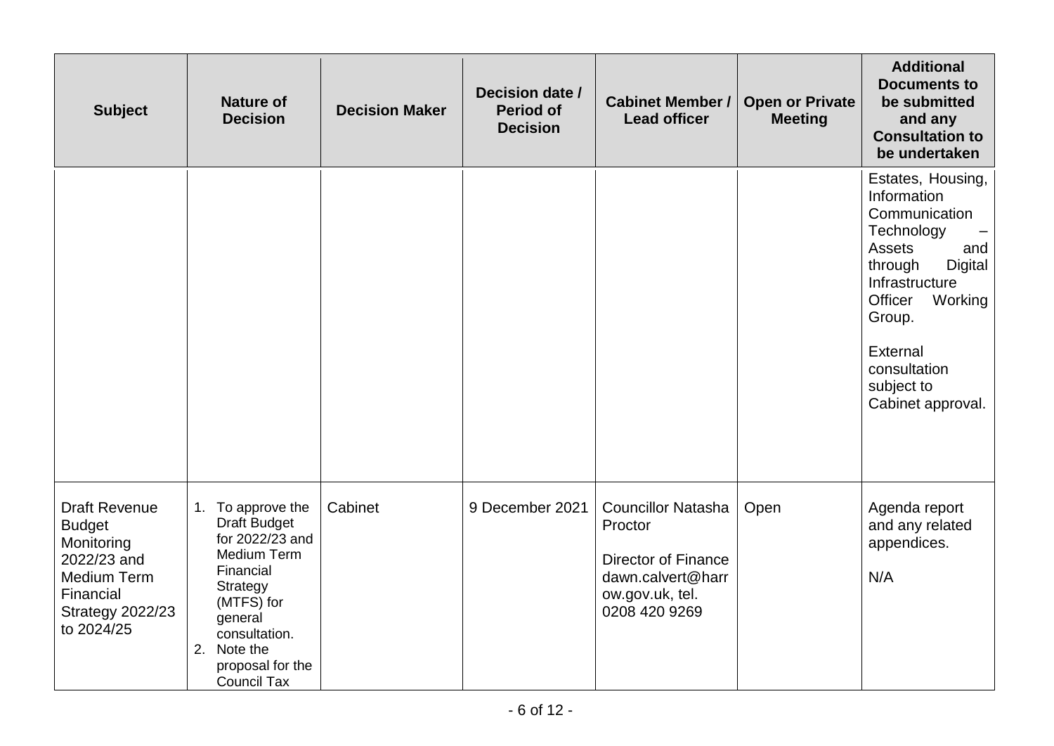| Subject | Nature of Decision | Decision Maker | Decision date / Period of Decision | Cabinet Member / Lead officer | Open or Private Meeting | Additional Documents to be submitted and any Consultation to be undertaken |
|---|---|---|---|---|---|---|
| | | | | | | Estates, Housing, Information Communication Technology – Assets and through Digital Infrastructure Officer Working Group.<br><br>External consultation subject to Cabinet approval. |
| Draft Revenue Budget Monitoring 2022/23 and Medium Term Financial Strategy 2022/23 to 2024/25 | 1. To approve the Draft Budget for 2022/23 and Medium Term Financial Strategy (MTFS) for general consultation.<br>2. Note the proposal for the Council Tax | Cabinet | 9 December 2021 | Councillor Natasha Proctor<br><br>Director of Finance dawn.calvert@harrow.gov.uk, tel. 0208 420 9269 | Open | Agenda report and any related appendices.<br><br>N/A |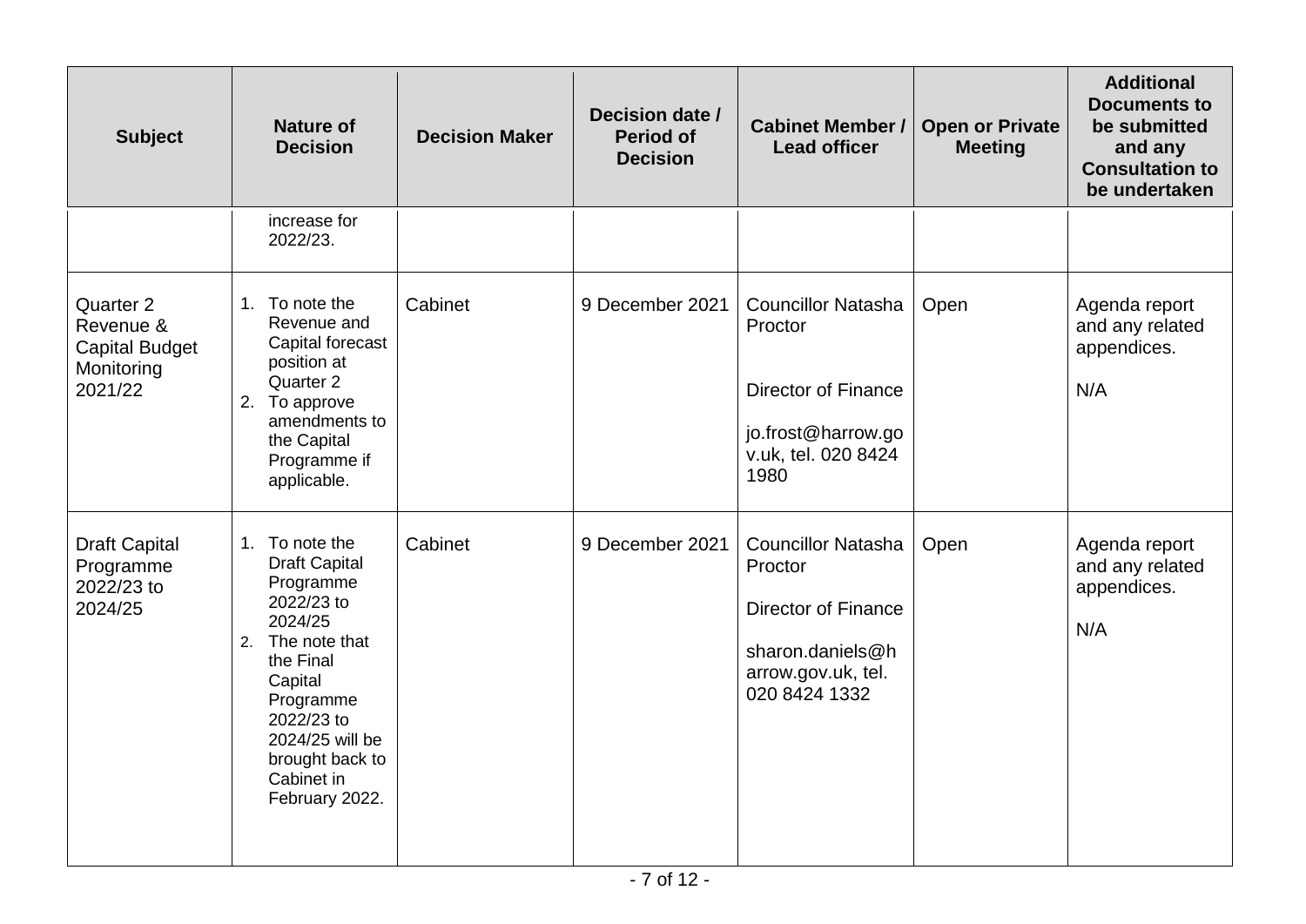| Subject | Nature of Decision | Decision Maker | Decision date / Period of Decision | Cabinet Member / Lead officer | Open or Private Meeting | Additional Documents to be submitted and any Consultation to be undertaken |
|---|---|---|---|---|---|---|
| | increase for 2022/23. | | | | | |
| Quarter 2 Revenue & Capital Budget Monitoring 2021/22 | 1. To note the Revenue and Capital forecast position at Quarter 2<br>2. To approve amendments to the Capital Programme if applicable. | Cabinet | 9 December 2021 | Councillor Natasha Proctor<br><br>Director of Finance<br><br>jo.frost@harrow.gov.uk, tel. 020 8424 1980 | Open | Agenda report and any related appendices.<br><br>N/A |
| Draft Capital Programme 2022/23 to 2024/25 | 1. To note the Draft Capital Programme 2022/23 to 2024/25<br>2. The note that the Final Capital Programme 2022/23 to 2024/25 will be brought back to Cabinet in February 2022. | Cabinet | 9 December 2021 | Councillor Natasha Proctor<br><br>Director of Finance<br><br>sharon.daniels@harrow.gov.uk, tel. 020 8424 1332 | Open | Agenda report and any related appendices.<br><br>N/A |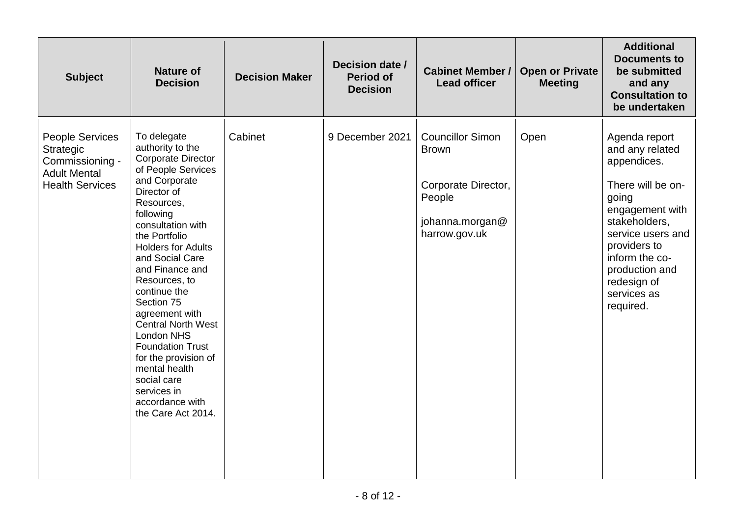| Subject | Nature of Decision | Decision Maker | Decision date / Period of Decision | Cabinet Member / Lead officer | Open or Private Meeting | Additional Documents to be submitted and any Consultation to be undertaken |
|---|---|---|---|---|---|---|
| People Services Strategic Commissioning - Adult Mental Health Services | To delegate authority to the Corporate Director of People Services and Corporate Director of Resources, following consultation with the Portfolio Holders for Adults and Social Care and Finance and Resources, to continue the Section 75 agreement with Central North West London NHS Foundation Trust for the provision of mental health social care services in accordance with the Care Act 2014. | Cabinet | 9 December 2021 | Councillor Simon Brown<br><br>Corporate Director, People<br><br>johanna.morgan@harrow.gov.uk | Open | Agenda report and any related appendices.<br><br>There will be on-going engagement with stakeholders, service users and providers to inform the co-production and redesign of services as required. |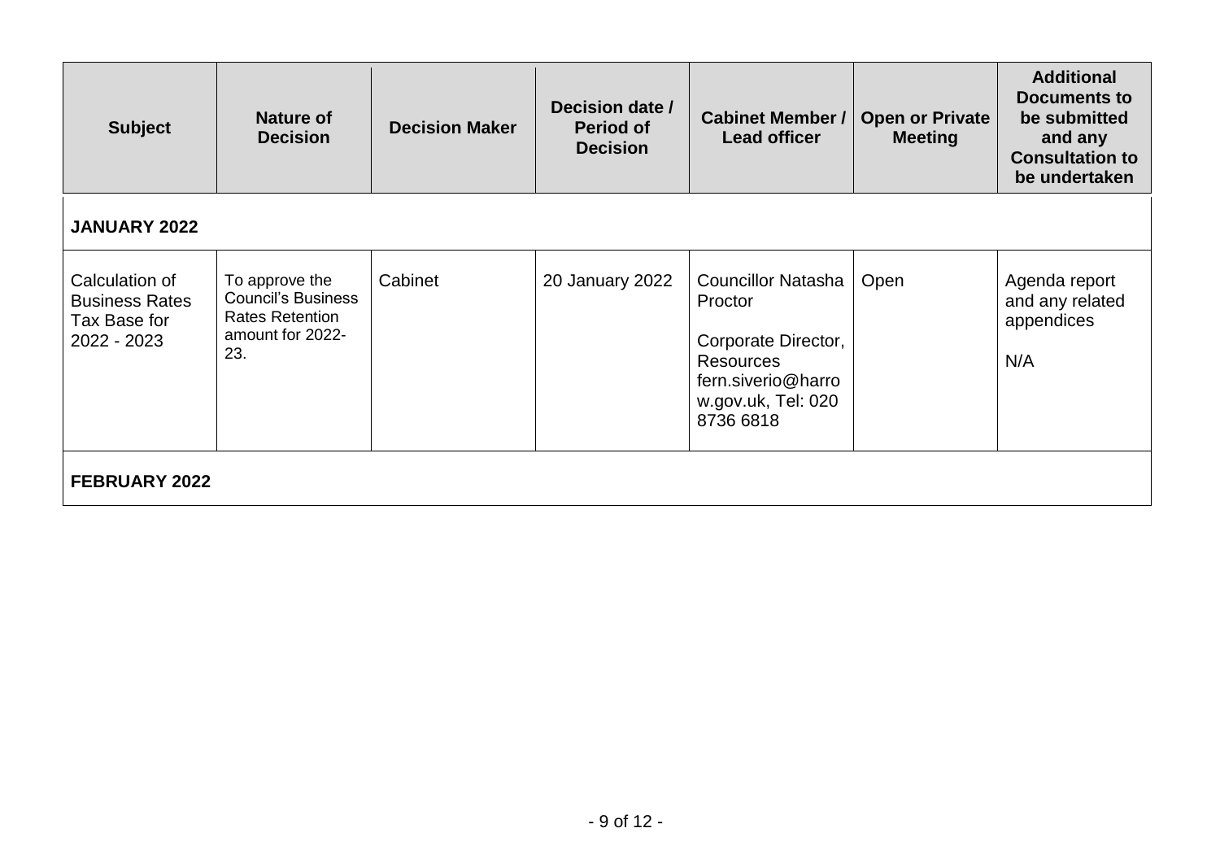| Subject | Nature of Decision | Decision Maker | Decision date / Period of Decision | Cabinet Member / Lead officer | Open or Private Meeting | Additional Documents to be submitted and any Consultation to be undertaken |
|---|---|---|---|---|---|---|
| **JANUARY 2022** | | | | | | |
| Calculation of Business Rates Tax Base for 2022 - 2023 | To approve the Council's Business Rates Retention amount for 2022-23. | Cabinet | 20 January 2022 | Councillor Natasha Proctor<br><br>Corporate Director, Resources fern.siverio@harrow.gov.uk, Tel: 020 8736 6818 | Open | Agenda report and any related appendices<br><br>N/A |
| **FEBRUARY 2022** | | | | | | |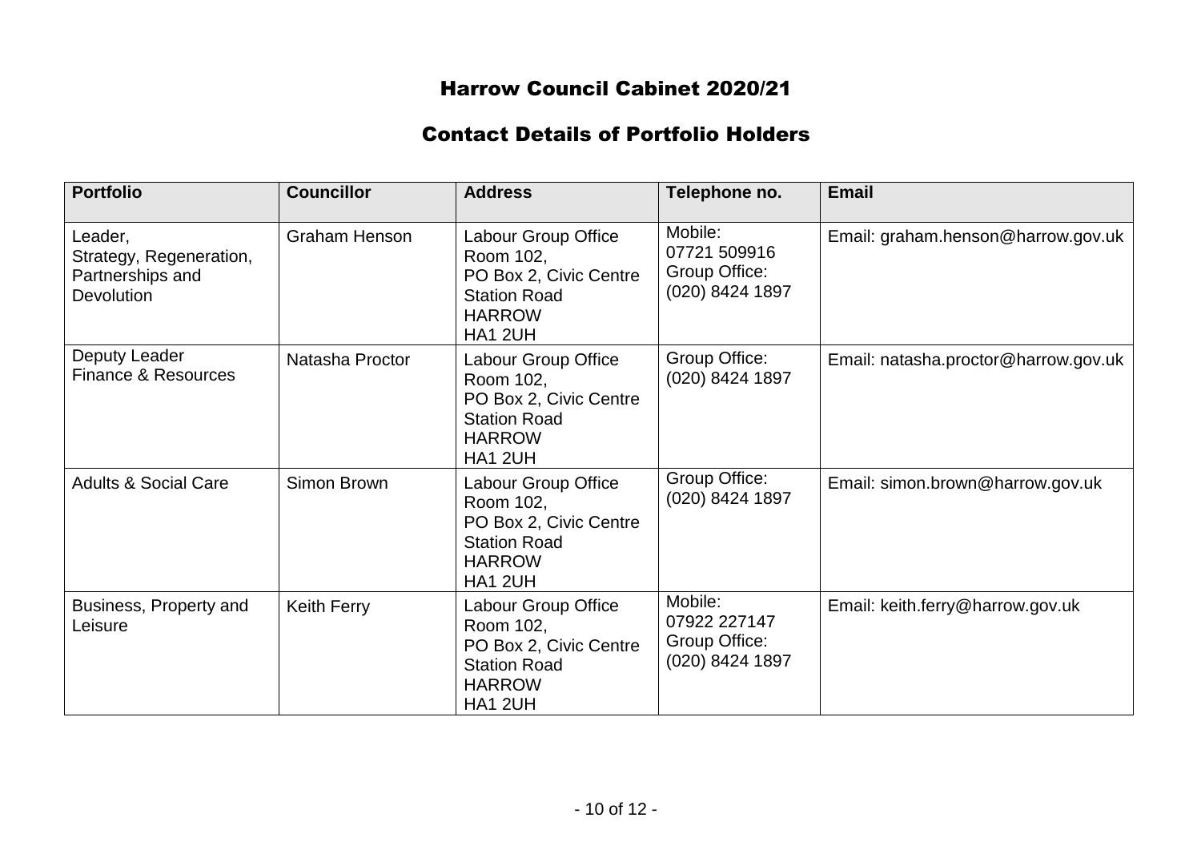# Harrow Council Cabinet 2020/21

## Contact Details of Portfolio Holders

| Portfolio | Councillor | Address | Telephone no. | Email |
|---|---|---|---|---|
| Leader, Strategy, Regeneration, Partnerships and Devolution | Graham Henson | Labour Group Office Room 102, PO Box 2, Civic Centre Station Road HARROW HA1 2UH | Mobile: 07721 509916 Group Office: (020) 8424 1897 | Email: graham.henson@harrow.gov.uk |
| Deputy Leader Finance & Resources | Natasha Proctor | Labour Group Office Room 102, PO Box 2, Civic Centre Station Road HARROW HA1 2UH | Group Office: (020) 8424 1897 | Email: natasha.proctor@harrow.gov.uk |
| Adults & Social Care | Simon Brown | Labour Group Office Room 102, PO Box 2, Civic Centre Station Road HARROW HA1 2UH | Group Office: (020) 8424 1897 | Email: simon.brown@harrow.gov.uk |
| Business, Property and Leisure | Keith Ferry | Labour Group Office Room 102, PO Box 2, Civic Centre Station Road HARROW HA1 2UH | Mobile: 07922 227147 Group Office: (020) 8424 1897 | Email: keith.ferry@harrow.gov.uk |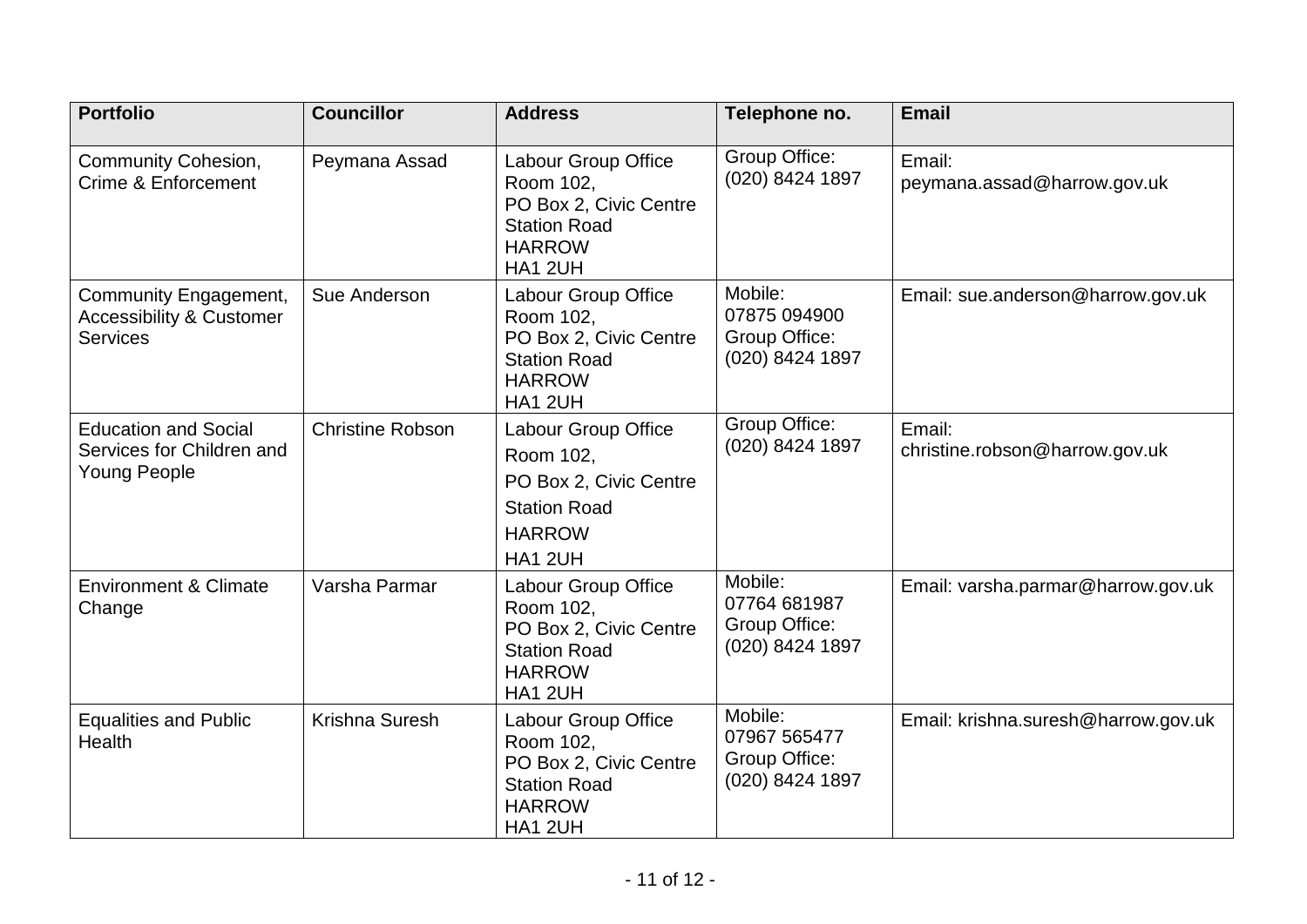| Portfolio | Councillor | Address | Telephone no. | Email |
|---|---|---|---|---|
| Community Cohesion, Crime & Enforcement | Peymana Assad | Labour Group Office<br>Room 102,<br>PO Box 2, Civic Centre<br>Station Road<br>HARROW<br>HA1 2UH | Group Office:<br>(020) 8424 1897 | Email:<br>peymana.assad@harrow.gov.uk |
| Community Engagement, Accessibility & Customer Services | Sue Anderson | Labour Group Office<br>Room 102,<br>PO Box 2, Civic Centre<br>Station Road<br>HARROW<br>HA1 2UH | Mobile:<br>07875 094900<br>Group Office:<br>(020) 8424 1897 | Email: sue.anderson@harrow.gov.uk |
| Education and Social Services for Children and Young People | Christine Robson | Labour Group Office<br>Room 102,<br>PO Box 2, Civic Centre<br>Station Road<br>HARROW<br>HA1 2UH | Group Office:<br>(020) 8424 1897 | Email:<br>christine.robson@harrow.gov.uk |
| Environment & Climate Change | Varsha Parmar | Labour Group Office<br>Room 102,<br>PO Box 2, Civic Centre<br>Station Road<br>HARROW<br>HA1 2UH | Mobile:<br>07764 681987<br>Group Office:<br>(020) 8424 1897 | Email: varsha.parmar@harrow.gov.uk |
| Equalities and Public Health | Krishna Suresh | Labour Group Office<br>Room 102,<br>PO Box 2, Civic Centre<br>Station Road<br>HARROW<br>HA1 2UH | Mobile:<br>07967 565477<br>Group Office:<br>(020) 8424 1897 | Email: krishna.suresh@harrow.gov.uk |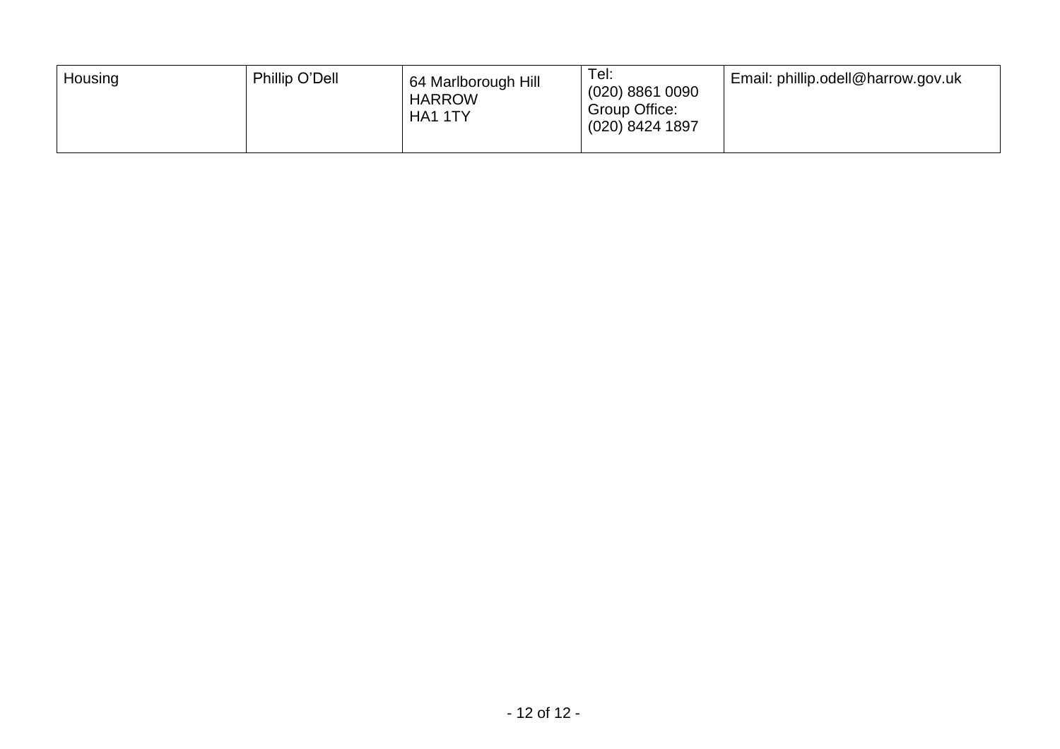| | | | | |
|---|---|---|---|---|
| Housing | Phillip O'Dell | 64 Marlborough Hill<br>HARROW<br>HA1 1TY | Tel:<br>(020) 8861 0090<br>Group Office:<br>(020) 8424 1897 | Email: phillip.odell@harrow.gov.uk |